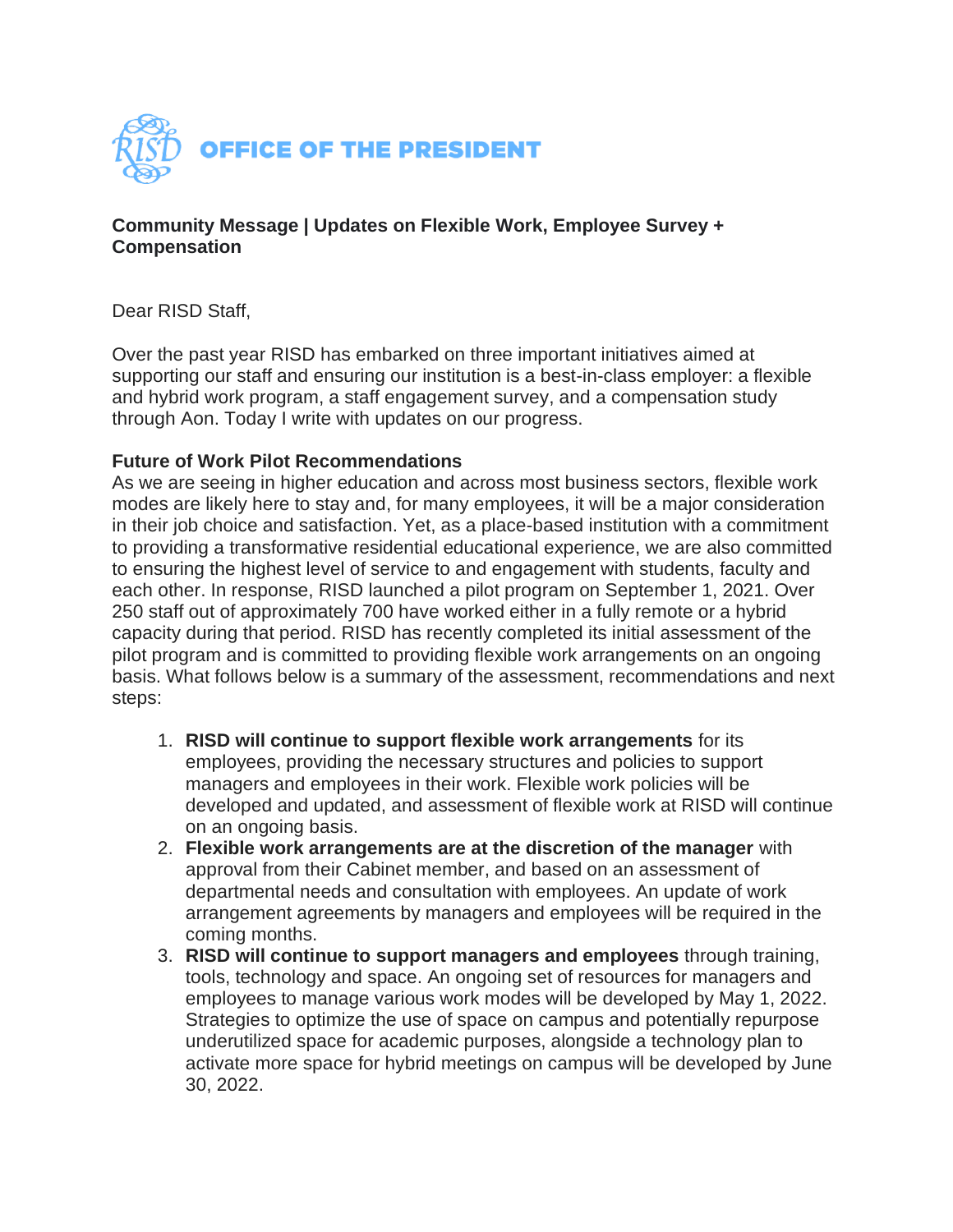**OFFICE OF THE PRESIDENT**

**Community Message | Updates on Flexible Work, Employee Survey + Compensation**

Dear RISD Staff,

Over the past year RISD has embarked on three important initiatives aimed at supporting our staff and ensuring our institution is a best-in-class employer: a flexible and hybrid work program, a staff engagement survey, and a compensation study through Aon. Today I write with updates on our progress.

**Future of Work Pilot Recommendations**
As we are seeing in higher education and across most business sectors, flexible work modes are likely here to stay and, for many employees, it will be a major consideration in their job choice and satisfaction. Yet, as a place-based institution with a commitment to providing a transformative residential educational experience, we are also committed to ensuring the highest level of service to and engagement with students, faculty and each other. In response, RISD launched a pilot program on September 1, 2021. Over 250 staff out of approximately 700 have worked either in a fully remote or a hybrid capacity during that period. RISD has recently completed its initial assessment of the pilot program and is committed to providing flexible work arrangements on an ongoing basis. What follows below is a summary of the assessment, recommendations and next steps:

1. **RISD will continue to support flexible work arrangements** for its employees, providing the necessary structures and policies to support managers and employees in their work. Flexible work policies will be developed and updated, and assessment of flexible work at RISD will continue on an ongoing basis.
2. **Flexible work arrangements are at the discretion of the manager** with approval from their Cabinet member, and based on an assessment of departmental needs and consultation with employees. An update of work arrangement agreements by managers and employees will be required in the coming months.
3. **RISD will continue to support managers and employees** through training, tools, technology and space. An ongoing set of resources for managers and employees to manage various work modes will be developed by May 1, 2022. Strategies to optimize the use of space on campus and potentially repurpose underutilized space for academic purposes, alongside a technology plan to activate more space for hybrid meetings on campus will be developed by June 30, 2022.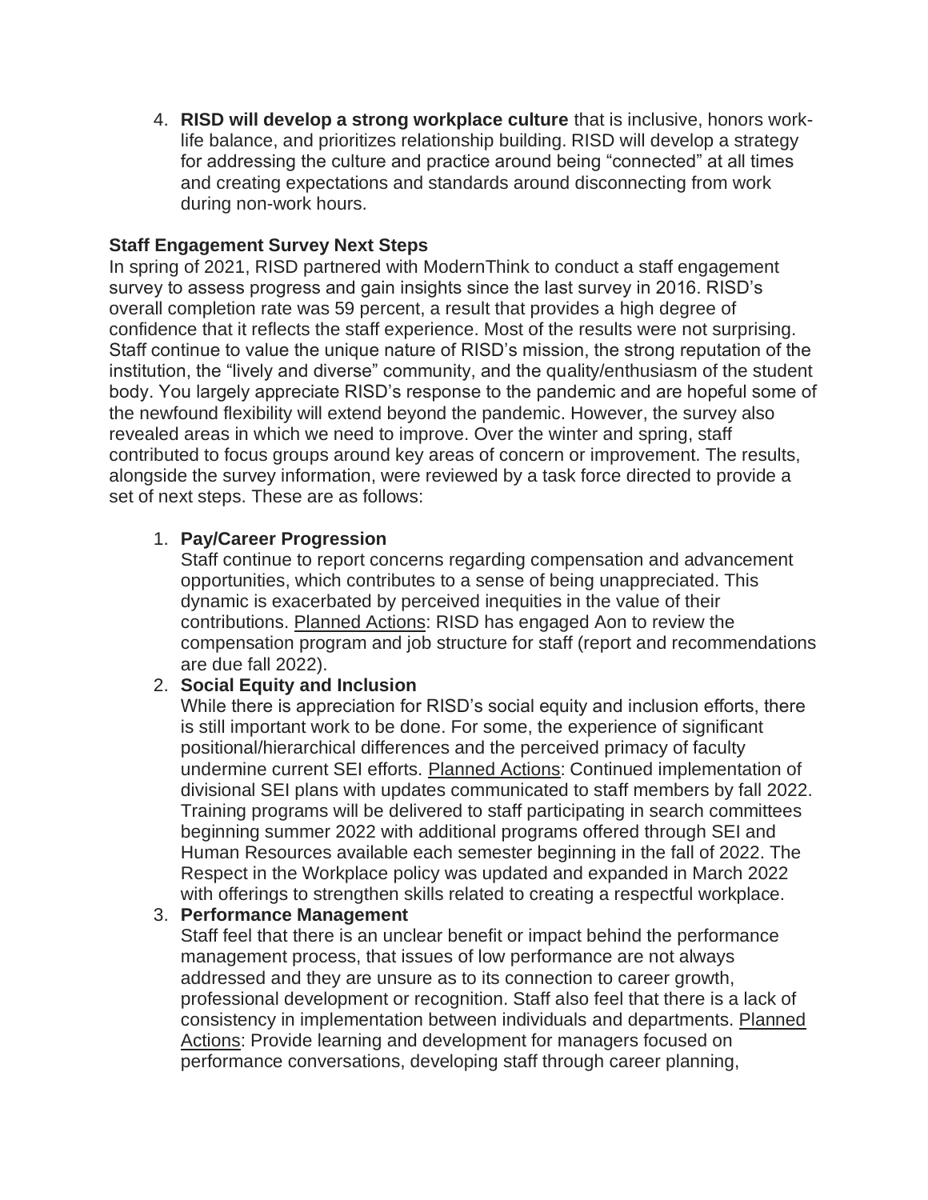4. **RISD will develop a strong workplace culture** that is inclusive, honors work-life balance, and prioritizes relationship building. RISD will develop a strategy for addressing the culture and practice around being "connected" at all times and creating expectations and standards around disconnecting from work during non-work hours.

**Staff Engagement Survey Next Steps**

In spring of 2021, RISD partnered with ModernThink to conduct a staff engagement survey to assess progress and gain insights since the last survey in 2016. RISD's overall completion rate was 59 percent, a result that provides a high degree of confidence that it reflects the staff experience. Most of the results were not surprising. Staff continue to value the unique nature of RISD's mission, the strong reputation of the institution, the "lively and diverse" community, and the quality/enthusiasm of the student body. You largely appreciate RISD's response to the pandemic and are hopeful some of the newfound flexibility will extend beyond the pandemic. However, the survey also revealed areas in which we need to improve. Over the winter and spring, staff contributed to focus groups around key areas of concern or improvement. The results, alongside the survey information, were reviewed by a task force directed to provide a set of next steps. These are as follows:

1. **Pay/Career Progression**
   Staff continue to report concerns regarding compensation and advancement opportunities, which contributes to a sense of being unappreciated. This dynamic is exacerbated by perceived inequities in the value of their contributions. <u>Planned Actions</u>: RISD has engaged Aon to review the compensation program and job structure for staff (report and recommendations are due fall 2022).
2. **Social Equity and Inclusion**
   While there is appreciation for RISD's social equity and inclusion efforts, there is still important work to be done. For some, the experience of significant positional/hierarchical differences and the perceived primacy of faculty undermine current SEI efforts. <u>Planned Actions</u>: Continued implementation of divisional SEI plans with updates communicated to staff members by fall 2022. Training programs will be delivered to staff participating in search committees beginning summer 2022 with additional programs offered through SEI and Human Resources available each semester beginning in the fall of 2022. The Respect in the Workplace policy was updated and expanded in March 2022 with offerings to strengthen skills related to creating a respectful workplace.
3. **Performance Management**
   Staff feel that there is an unclear benefit or impact behind the performance management process, that issues of low performance are not always addressed and they are unsure as to its connection to career growth, professional development or recognition. Staff also feel that there is a lack of consistency in implementation between individuals and departments. <u>Planned Actions</u>: Provide learning and development for managers focused on performance conversations, developing staff through career planning,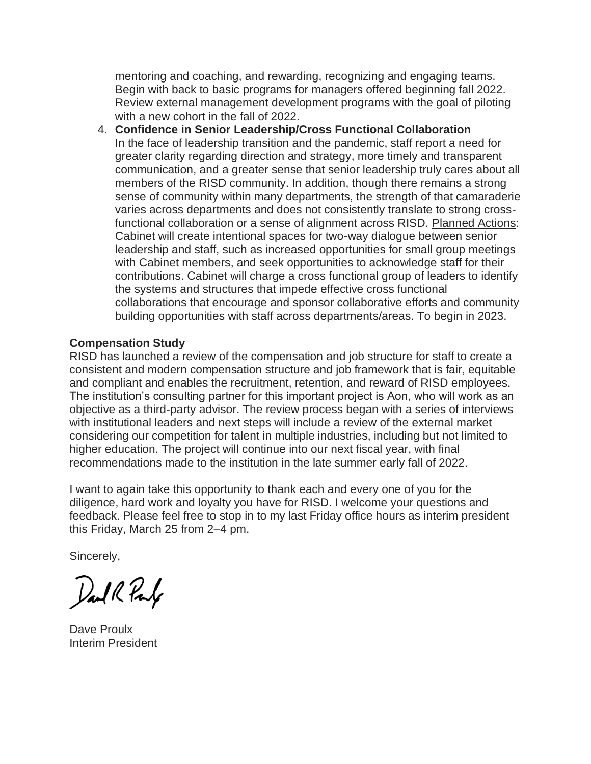mentoring and coaching, and rewarding, recognizing and engaging teams. Begin with back to basic programs for managers offered beginning fall 2022. Review external management development programs with the goal of piloting with a new cohort in the fall of 2022.

4. **Confidence in Senior Leadership/Cross Functional Collaboration**
   In the face of leadership transition and the pandemic, staff report a need for greater clarity regarding direction and strategy, more timely and transparent communication, and a greater sense that senior leadership truly cares about all members of the RISD community. In addition, though there remains a strong sense of community within many departments, the strength of that camaraderie varies across departments and does not consistently translate to strong cross-functional collaboration or a sense of alignment across RISD. Planned Actions: Cabinet will create intentional spaces for two-way dialogue between senior leadership and staff, such as increased opportunities for small group meetings with Cabinet members, and seek opportunities to acknowledge staff for their contributions. Cabinet will charge a cross functional group of leaders to identify the systems and structures that impede effective cross functional collaborations that encourage and sponsor collaborative efforts and community building opportunities with staff across departments/areas. To begin in 2023.

**Compensation Study**

RISD has launched a review of the compensation and job structure for staff to create a consistent and modern compensation structure and job framework that is fair, equitable and compliant and enables the recruitment, retention, and reward of RISD employees. The institution's consulting partner for this important project is Aon, who will work as an objective as a third-party advisor. The review process began with a series of interviews with institutional leaders and next steps will include a review of the external market considering our competition for talent in multiple industries, including but not limited to higher education. The project will continue into our next fiscal year, with final recommendations made to the institution in the late summer early fall of 2022.

I want to again take this opportunity to thank each and every one of you for the diligence, hard work and loyalty you have for RISD. I welcome your questions and feedback. Please feel free to stop in to my last Friday office hours as interim president this Friday, March 25 from 2–4 pm.

Sincerely,

Dave Proulx
Interim President